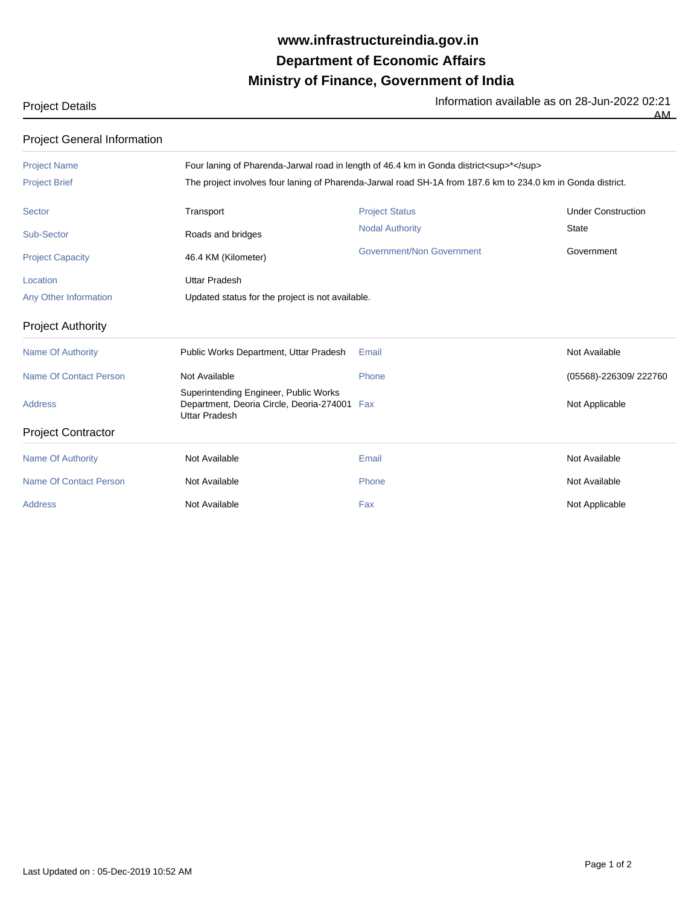# www.infrastructureindia.gov.in

# Department of Economic Affairs

# Ministry of Finance, Government of India

Project Details

Information available as on 28-Jun-2022 02:21 AM

## Project General Information

| | | | |
|---|---|---|---|
| Project Name | Four laning of Pharenda-Jarwal road in length of 46.4 km in Gonda district<sup>*</sup> | | |
| Project Brief | The project involves four laning of Pharenda-Jarwal road SH-1A from 187.6 km to 234.0 km in Gonda district. | | |
| Sector | Transport | Project Status | Under Construction |
| Sub-Sector | Roads and bridges | Nodal Authority | State |
| Project Capacity | 46.4 KM (Kilometer) | Government/Non Government | Government |
| Location | Uttar Pradesh | | |
| Any Other Information | Updated status for the project is not available. | | |

## Project Authority

| | | | |
|---|---|---|---|
| Name Of Authority | Public Works Department, Uttar Pradesh | Email | Not Available |
| Name Of Contact Person | Not Available | Phone | (05568)-226309/ 222760 |
| Address | Superintending Engineer, Public Works Department, Deoria Circle, Deoria-274001 Uttar Pradesh | Fax | Not Applicable |

## Project Contractor

| | | | |
|---|---|---|---|
| Name Of Authority | Not Available | Email | Not Available |
| Name Of Contact Person | Not Available | Phone | Not Available |
| Address | Not Available | Fax | Not Applicable |

Last Updated on : 05-Dec-2019 10:52 AM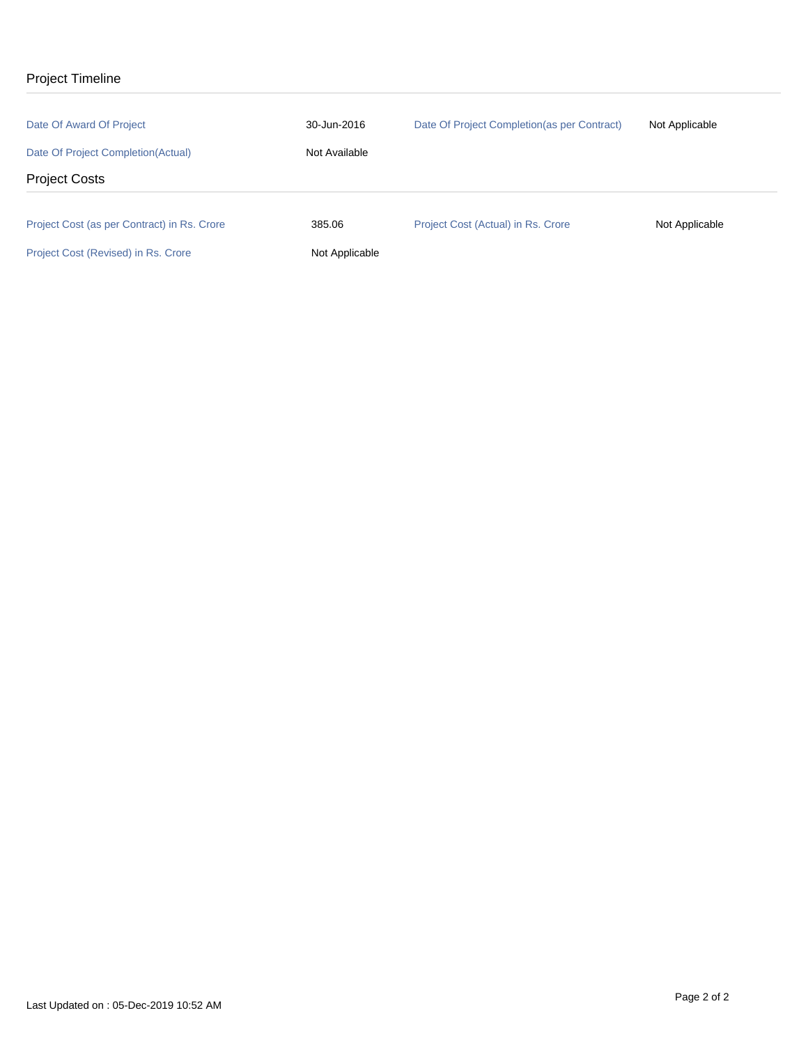## Project Timeline

| | | | |
|---|---|---|---|
| Date Of Award Of Project | 30-Jun-2016 | Date Of Project Completion(as per Contract) | Not Applicable |
| Date Of Project Completion(Actual) | Not Available | | |

## Project Costs

| | | | |
|---|---|---|---|
| Project Cost (as per Contract) in Rs. Crore | 385.06 | Project Cost (Actual) in Rs. Crore | Not Applicable |
| Project Cost (Revised) in Rs. Crore | Not Applicable | | |

Last Updated on : 05-Dec-2019 10:52 AM